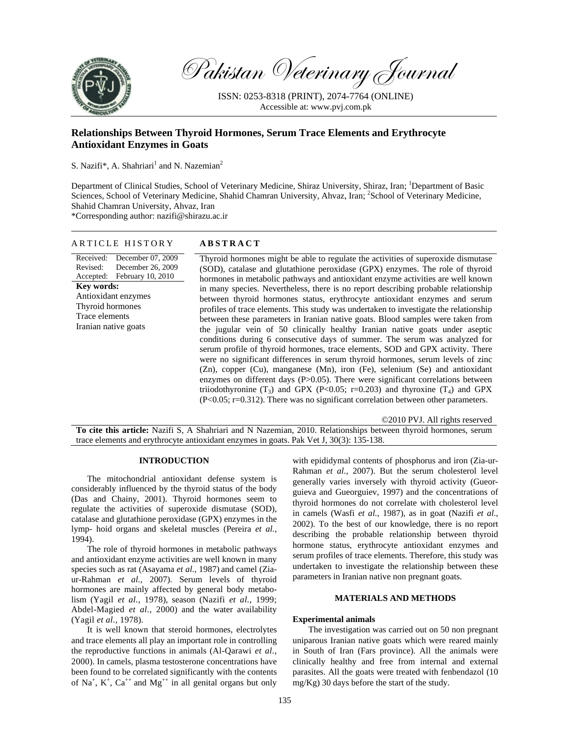Pakistan Veterinary Journal

ISSN: 0253-8318 (PRINT), 2074-7764 (ONLINE)
Accessible at: www.pvj.com.pk

# Relationships Between Thyroid Hormones, Serum Trace Elements and Erythrocyte Antioxidant Enzymes in Goats

S. Nazifi*, A. Shahriari[1] and N. Nazemian[2]

Department of Clinical Studies, School of Veterinary Medicine, Shiraz University, Shiraz, Iran; [1]Department of Basic Sciences, School of Veterinary Medicine, Shahid Chamran University, Ahvaz, Iran; [2]School of Veterinary Medicine, Shahid Chamran University, Ahvaz, Iran
*Corresponding author: nazifi@shirazu.ac.ir

## ARTICLE HISTORY

Received: December 07, 2009
Revised: December 26, 2009
Accepted: February 10, 2010

**Key words:**
Antioxidant enzymes
Thyroid hormones
Trace elements
Iranian native goats

## ABSTRACT

Thyroid hormones might be able to regulate the activities of superoxide dismutase (SOD), catalase and glutathione peroxidase (GPX) enzymes. The role of thyroid hormones in metabolic pathways and antioxidant enzyme activities are well known in many species. Nevertheless, there is no report describing probable relationship between thyroid hormones status, erythrocyte antioxidant enzymes and serum profiles of trace elements. This study was undertaken to investigate the relationship between these parameters in Iranian native goats. Blood samples were taken from the jugular vein of 50 clinically healthy Iranian native goats under aseptic conditions during 6 consecutive days of summer. The serum was analyzed for serum profile of thyroid hormones, trace elements, SOD and GPX activity. There were no significant differences in serum thyroid hormones, serum levels of zinc (Zn), copper (Cu), manganese (Mn), iron (Fe), selenium (Se) and antioxidant enzymes on different days ($P>0.05$). There were significant correlations between triiodothyronine ($T_3$) and GPX ($P<0.05$; $r=0.203$) and thyroxine ($T_4$) and GPX ($P<0.05$; $r=0.312$). There was no significant correlation between other parameters.

©2010 PVJ. All rights reserved

**To cite this article:** Nazifi S, A Shahriari and N Nazemian, 2010. Relationships between thyroid hormones, serum trace elements and erythrocyte antioxidant enzymes in goats. Pak Vet J, 30(3): 135-138.

## INTRODUCTION

The mitochondrial antioxidant defense system is considerably influenced by the thyroid status of the body (Das and Chainy, 2001). Thyroid hormones seem to regulate the activities of superoxide dismutase (SOD), catalase and glutathione peroxidase (GPX) enzymes in the lymp- hoid organs and skeletal muscles (Pereira *et al.*, 1994).

The role of thyroid hormones in metabolic pathways and antioxidant enzyme activities are well known in many species such as rat (Asayama *et al.*, 1987) and camel (Zia-ur-Rahman *et al.,* 2007). Serum levels of thyroid hormones are mainly affected by general body metabolism (Yagil *et al.,* 1978), season (Nazifi *et al.,* 1999; Abdel-Magied *et al.,* 2000) and the water availability (Yagil *et al.,* 1978).

It is well known that steroid hormones, electrolytes and trace elements all play an important role in controlling the reproductive functions in animals (Al-Qarawi *et al.*, 2000). In camels, plasma testosterone concentrations have been found to be correlated significantly with the contents of $Na^+$, $K^+$, $Ca^{++}$ and $Mg^{++}$ in all genital organs but only with epididymal contents of phosphorus and iron (Zia-ur-Rahman *et al.*, 2007). But the serum cholesterol level generally varies inversely with thyroid activity (Gueorguieva and Gueorguiev, 1997) and the concentrations of thyroid hormones do not correlate with cholesterol level in camels (Wasfi *et al.*, 1987), as in goat (Nazifi *et al.*, 2002). To the best of our knowledge, there is no report describing the probable relationship between thyroid hormone status, erythrocyte antioxidant enzymes and serum profiles of trace elements. Therefore, this study was undertaken to investigate the relationship between these parameters in Iranian native non pregnant goats.

## MATERIALS AND METHODS

### Experimental animals

The investigation was carried out on 50 non pregnant uniparous Iranian native goats which were reared mainly in South of Iran (Fars province). All the animals were clinically healthy and free from internal and external parasites. All the goats were treated with fenbendazol (10 mg/Kg) 30 days before the start of the study.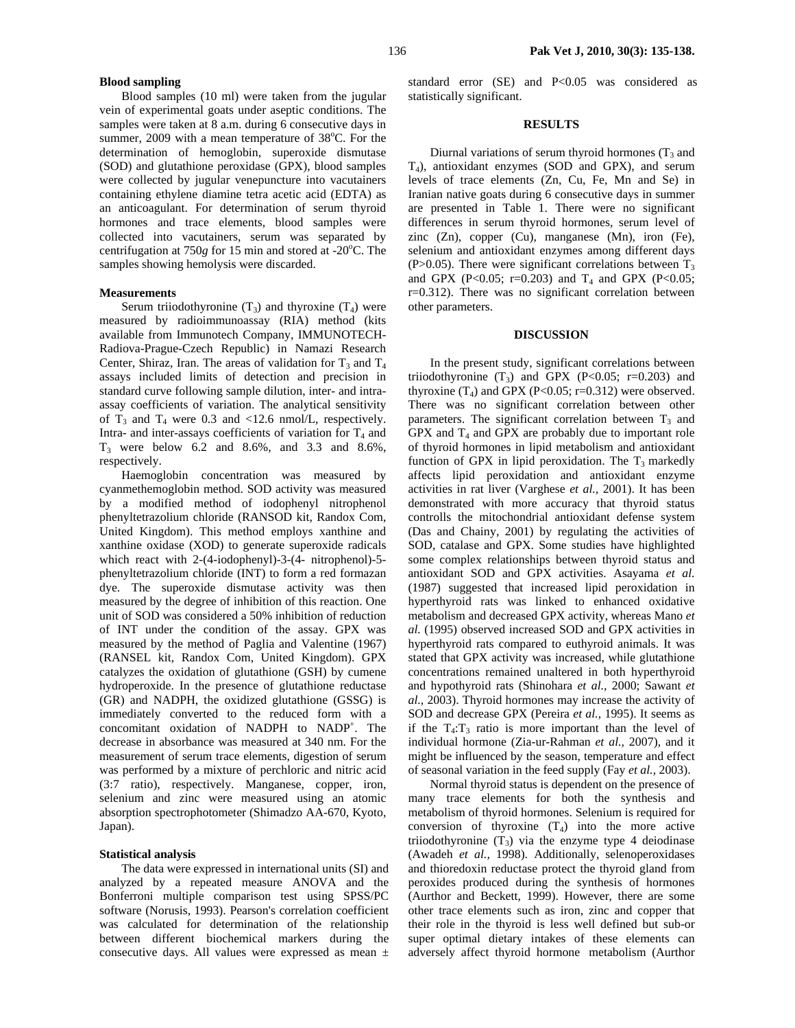### Blood sampling

Blood samples (10 ml) were taken from the jugular vein of experimental goats under aseptic conditions. The samples were taken at 8 a.m. during 6 consecutive days in summer, 2009 with a mean temperature of 38°C. For the determination of hemoglobin, superoxide dismutase (SOD) and glutathione peroxidase (GPX), blood samples were collected by jugular venepuncture into vacutainers containing ethylene diamine tetra acetic acid (EDTA) as an anticoagulant. For determination of serum thyroid hormones and trace elements, blood samples were collected into vacutainers, serum was separated by centrifugation at 750*g* for 15 min and stored at -20°C. The samples showing hemolysis were discarded.

### Measurements

Serum triiodothyronine ($T_3$) and thyroxine ($T_4$) were measured by radioimmunoassay (RIA) method (kits available from Immunotech Company, IMMUNOTECH-Radiova-Prague-Czech Republic) in Namazi Research Center, Shiraz, Iran. The areas of validation for $T_3$ and $T_4$ assays included limits of detection and precision in standard curve following sample dilution, inter- and intra-assay coefficients of variation. The analytical sensitivity of $T_3$ and $T_4$ were 0.3 and <12.6 nmol/L, respectively. Intra- and inter-assays coefficients of variation for $T_4$ and $T_3$ were below 6.2 and 8.6%, and 3.3 and 8.6%, respectively.

Haemoglobin concentration was measured by cyanmethemoglobin method. SOD activity was measured by a modified method of iodophenyl nitrophenol phenyltetrazolium chloride (RANSOD kit, Randox Com, United Kingdom). This method employs xanthine and xanthine oxidase (XOD) to generate superoxide radicals which react with 2-(4-iodophenyl)-3-(4- nitrophenol)-5-phenyltetrazolium chloride (INT) to form a red formazan dye. The superoxide dismutase activity was then measured by the degree of inhibition of this reaction. One unit of SOD was considered a 50% inhibition of reduction of INT under the condition of the assay. GPX was measured by the method of Paglia and Valentine (1967) (RANSEL kit, Randox Com, United Kingdom). GPX catalyzes the oxidation of glutathione (GSH) by cumene hydroperoxide. In the presence of glutathione reductase (GR) and NADPH, the oxidized glutathione (GSSG) is immediately converted to the reduced form with a concomitant oxidation of NADPH to $NADP^+$. The decrease in absorbance was measured at 340 nm. For the measurement of serum trace elements, digestion of serum was performed by a mixture of perchloric and nitric acid (3:7 ratio), respectively. Manganese, copper, iron, selenium and zinc were measured using an atomic absorption spectrophotometer (Shimadzo AA-670, Kyoto, Japan).

### Statistical analysis

The data were expressed in international units (SI) and analyzed by a repeated measure ANOVA and the Bonferroni multiple comparison test using SPSS/PC software (Norusis, 1993). Pearson's correlation coefficient was calculated for determination of the relationship between different biochemical markers during the consecutive days. All values were expressed as mean ± standard error (SE) and $P<0.05$ was considered as statistically significant.

## RESULTS

Diurnal variations of serum thyroid hormones ($T_3$ and $T_4$), antioxidant enzymes (SOD and GPX), and serum levels of trace elements (Zn, Cu, Fe, Mn and Se) in Iranian native goats during 6 consecutive days in summer are presented in Table 1. There were no significant differences in serum thyroid hormones, serum level of zinc (Zn), copper (Cu), manganese (Mn), iron (Fe), selenium and antioxidant enzymes among different days ($P>0.05$). There were significant correlations between $T_3$ and GPX ($P<0.05$; $r=0.203$) and $T_4$ and GPX ($P<0.05$; $r=0.312$). There was no significant correlation between other parameters.

## DISCUSSION

In the present study, significant correlations between triiodothyronine ($T_3$) and GPX ($P<0.05$; $r=0.203$) and thyroxine ($T_4$) and GPX ($P<0.05$; $r=0.312$) were observed. There was no significant correlation between other parameters. The significant correlation between $T_3$ and GPX and $T_4$ and GPX are probably due to important role of thyroid hormones in lipid metabolism and antioxidant function of GPX in lipid peroxidation. The $T_3$ markedly affects lipid peroxidation and antioxidant enzyme activities in rat liver (Varghese *et al.,* 2001). It has been demonstrated with more accuracy that thyroid status controlls the mitochondrial antioxidant defense system (Das and Chainy, 2001) by regulating the activities of SOD, catalase and GPX. Some studies have highlighted some complex relationships between thyroid status and antioxidant SOD and GPX activities. Asayama *et al.* (1987) suggested that increased lipid peroxidation in hyperthyroid rats was linked to enhanced oxidative metabolism and decreased GPX activity, whereas Mano *et al.* (1995) observed increased SOD and GPX activities in hyperthyroid rats compared to euthyroid animals. It was stated that GPX activity was increased, while glutathione concentrations remained unaltered in both hyperthyroid and hypothyroid rats (Shinohara *et al.,* 2000; Sawant *et al.,* 2003). Thyroid hormones may increase the activity of SOD and decrease GPX (Pereira *et al.,* 1995). It seems as if the $T_4$:$T_3$ ratio is more important than the level of individual hormone (Zia-ur-Rahman *et al.,* 2007), and it might be influenced by the season, temperature and effect of seasonal variation in the feed supply (Fay *et al.,* 2003).

Normal thyroid status is dependent on the presence of many trace elements for both the synthesis and metabolism of thyroid hormones. Selenium is required for conversion of thyroxine ($T_4$) into the more active triiodothyronine ($T_3$) via the enzyme type 4 deiodinase (Awadeh *et al.,* 1998). Additionally, selenoperoxidases and thioredoxin reductase protect the thyroid gland from peroxides produced during the synthesis of hormones (Aurthor and Beckett, 1999). However, there are some other trace elements such as iron, zinc and copper that their role in the thyroid is less well defined but sub-or super optimal dietary intakes of these elements can adversely affect thyroid hormone metabolism (Aurthor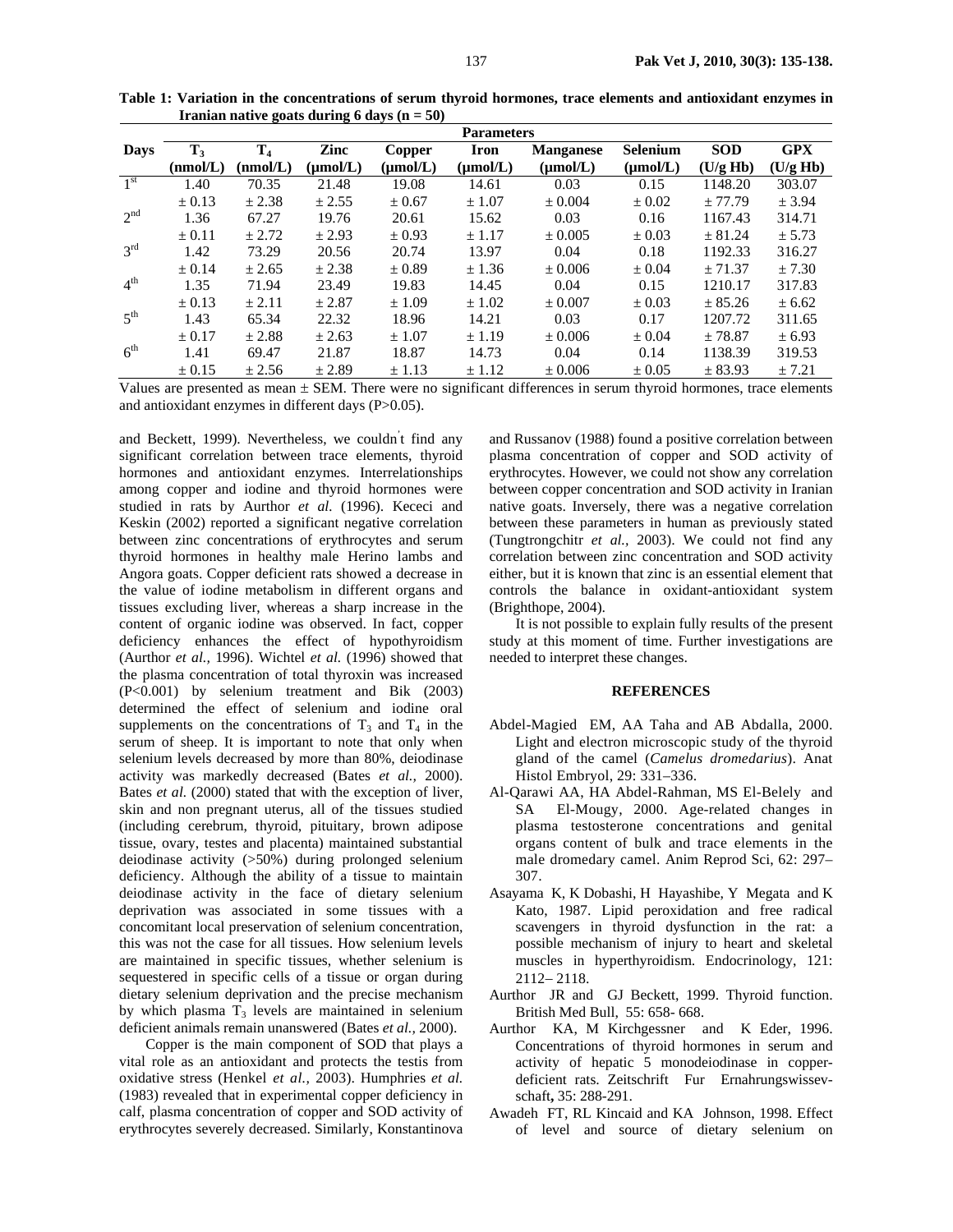**Table 1: Variation in the concentrations of serum thyroid hormones, trace elements and antioxidant enzymes in Iranian native goats during 6 days (n = 50)**

| Days | $T_3$ (nmol/L) | $T_4$ (nmol/L) | Zinc (µmol/L) | Copper (µmol/L) | Iron (µmol/L) | Manganese (µmol/L) | Selenium (µmol/L) | SOD (U/g Hb) | GPX (U/g Hb) |
|---|---|---|---|---|---|---|---|---|---|
| 1[st] | 1.40 ± 0.13 | 70.35 ± 2.38 | 21.48 ± 2.55 | 19.08 ± 0.67 | 14.61 ± 1.07 | 0.03 ± 0.004 | 0.15 ± 0.02 | 1148.20 ± 77.79 | 303.07 ± 3.94 |
| 2[nd] | 1.36 ± 0.11 | 67.27 ± 2.72 | 19.76 ± 2.93 | 20.61 ± 0.93 | 15.62 ± 1.17 | 0.03 ± 0.005 | 0.16 ± 0.03 | 1167.43 ± 81.24 | 314.71 ± 5.73 |
| 3[rd] | 1.42 ± 0.14 | 73.29 ± 2.65 | 20.56 ± 2.38 | 20.74 ± 0.89 | 13.97 ± 1.36 | 0.04 ± 0.006 | 0.18 ± 0.04 | 1192.33 ± 71.37 | 316.27 ± 7.30 |
| 4[th] | 1.35 ± 0.13 | 71.94 ± 2.11 | 23.49 ± 2.87 | 19.83 ± 1.09 | 14.45 ± 1.02 | 0.04 ± 0.007 | 0.15 ± 0.03 | 1210.17 ± 85.26 | 317.83 ± 6.62 |
| 5[th] | 1.43 ± 0.17 | 65.34 ± 2.88 | 22.32 ± 2.63 | 18.96 ± 1.07 | 14.21 ± 1.19 | 0.03 ± 0.006 | 0.17 ± 0.04 | 1207.72 ± 78.87 | 311.65 ± 6.93 |
| 6[th] | 1.41 ± 0.15 | 69.47 ± 2.56 | 21.87 ± 2.89 | 18.87 ± 1.13 | 14.73 ± 1.12 | 0.04 ± 0.006 | 0.14 ± 0.05 | 1138.39 ± 83.93 | 319.53 ± 7.21 |

Values are presented as mean ± SEM. There were no significant differences in serum thyroid hormones, trace elements and antioxidant enzymes in different days (P>0.05).

and Beckett, 1999). Nevertheless, we couldn't find any significant correlation between trace elements, thyroid hormones and antioxidant enzymes. Interrelationships among copper and iodine and thyroid hormones were studied in rats by Aurthor *et al.* (1996). Kececi and Keskin (2002) reported a significant negative correlation between zinc concentrations of erythrocytes and serum thyroid hormones in healthy male Herino lambs and Angora goats. Copper deficient rats showed a decrease in the value of iodine metabolism in different organs and tissues excluding liver, whereas a sharp increase in the content of organic iodine was observed. In fact, copper deficiency enhances the effect of hypothyroidism (Aurthor *et al.,* 1996). Wichtel *et al.* (1996) showed that the plasma concentration of total thyroxin was increased (P<0.001) by selenium treatment and Bik (2003) determined the effect of selenium and iodine oral supplements on the concentrations of $T_3$ and $T_4$ in the serum of sheep. It is important to note that only when selenium levels decreased by more than 80%, deiodinase activity was markedly decreased (Bates *et al.,* 2000). Bates *et al.* (2000) stated that with the exception of liver, skin and non pregnant uterus, all of the tissues studied (including cerebrum, thyroid, pituitary, brown adipose tissue, ovary, testes and placenta) maintained substantial deiodinase activity (>50%) during prolonged selenium deficiency. Although the ability of a tissue to maintain deiodinase activity in the face of dietary selenium deprivation was associated in some tissues with a concomitant local preservation of selenium concentration, this was not the case for all tissues. How selenium levels are maintained in specific tissues, whether selenium is sequestered in specific cells of a tissue or organ during dietary selenium deprivation and the precise mechanism by which plasma $T_3$ levels are maintained in selenium deficient animals remain unanswered (Bates *et al.,* 2000).

Copper is the main component of SOD that plays a vital role as an antioxidant and protects the testis from oxidative stress (Henkel *et al.,* 2003). Humphries *et al.* (1983) revealed that in experimental copper deficiency in calf, plasma concentration of copper and SOD activity of erythrocytes severely decreased. Similarly, Konstantinova and Russanov (1988) found a positive correlation between plasma concentration of copper and SOD activity of erythrocytes. However, we could not show any correlation between copper concentration and SOD activity in Iranian native goats. Inversely, there was a negative correlation between these parameters in human as previously stated (Tungtrongchitr *et al.,* 2003). We could not find any correlation between zinc concentration and SOD activity either, but it is known that zinc is an essential element that controls the balance in oxidant-antioxidant system (Brighthope, 2004).

It is not possible to explain fully results of the present study at this moment of time. Further investigations are needed to interpret these changes.

## REFERENCES

Abdel-Magied EM, AA Taha and AB Abdalla, 2000. Light and electron microscopic study of the thyroid gland of the camel (*Camelus dromedarius*). Anat Histol Embryol, 29: 331–336.

Al-Qarawi AA, HA Abdel-Rahman, MS El-Belely and SA El-Mougy, 2000. Age-related changes in plasma testosterone concentrations and genital organs content of bulk and trace elements in the male dromedary camel. Anim Reprod Sci, 62: 297–307.

Asayama K, K Dobashi, H Hayashibe, Y Megata and K Kato, 1987. Lipid peroxidation and free radical scavengers in thyroid dysfunction in the rat: a possible mechanism of injury to heart and skeletal muscles in hyperthyroidism. Endocrinology, 121: 2112– 2118.

Aurthor JR and GJ Beckett, 1999. Thyroid function. British Med Bull, 55: 658- 668.

Aurthor KA, M Kirchgessner and K Eder, 1996. Concentrations of thyroid hormones in serum and activity of hepatic 5 monodeiodinase in copper-deficient rats. Zeitschrift Fur Ernahrungswissevschaft**,** 35: 288-291.

Awadeh FT, RL Kincaid and KA Johnson, 1998. Effect of level and source of dietary selenium on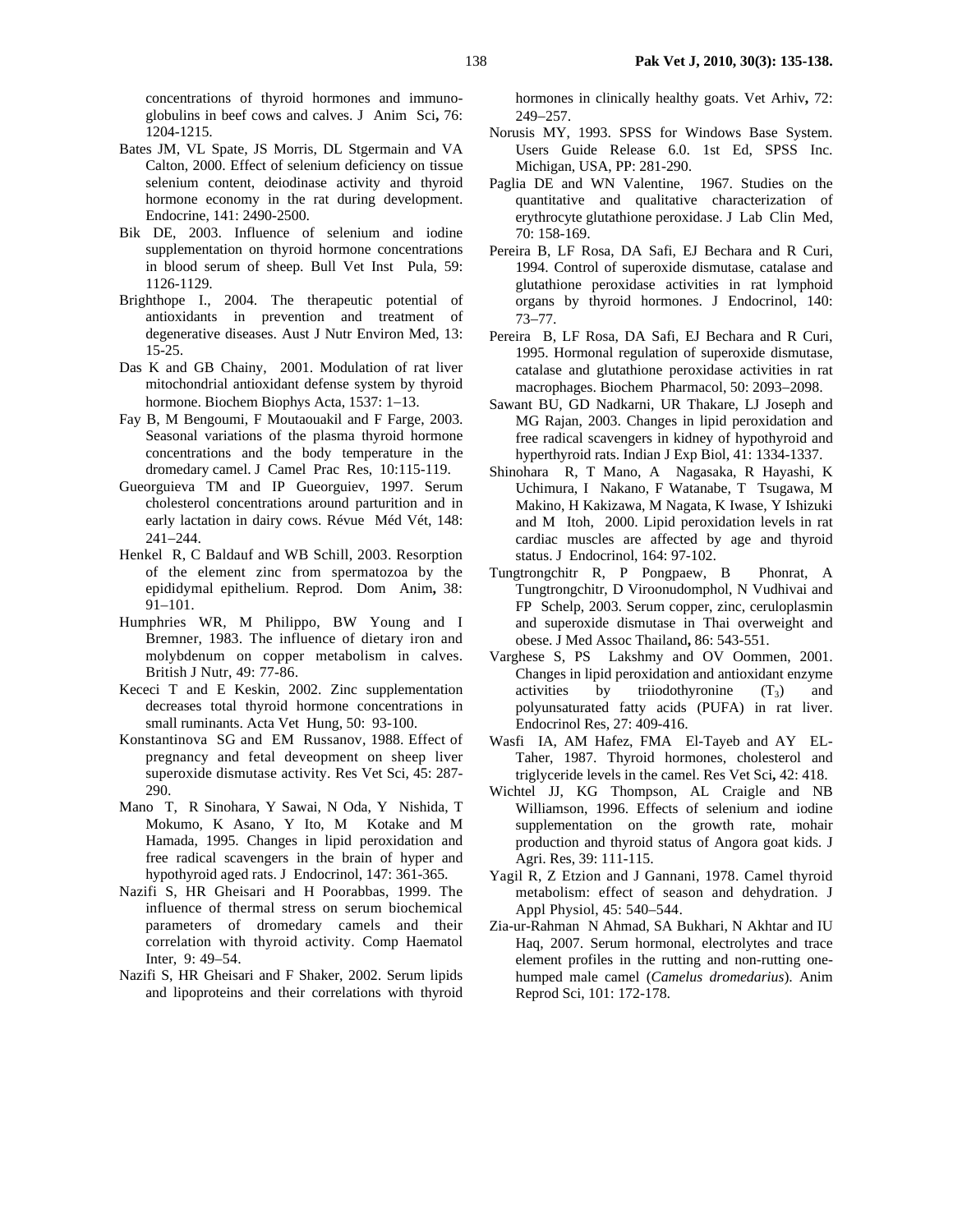concentrations of thyroid hormones and immunoglobulins in beef cows and calves. J Anim Sci, 76: 1204-1215.

Bates JM, VL Spate, JS Morris, DL Stgermain and VA Calton, 2000. Effect of selenium deficiency on tissue selenium content, deiodinase activity and thyroid hormone economy in the rat during development. Endocrine, 141: 2490-2500.

Bik DE, 2003. Influence of selenium and iodine supplementation on thyroid hormone concentrations in blood serum of sheep. Bull Vet Inst Pula, 59: 1126-1129.

Brighthope I., 2004. The therapeutic potential of antioxidants in prevention and treatment of degenerative diseases. Aust J Nutr Environ Med, 13: 15-25.

Das K and GB Chainy, 2001. Modulation of rat liver mitochondrial antioxidant defense system by thyroid hormone. Biochem Biophys Acta, 1537: 1–13.

Fay B, M Bengoumi, F Moutaouakil and F Farge, 2003. Seasonal variations of the plasma thyroid hormone concentrations and the body temperature in the dromedary camel. J Camel Prac Res, 10:115-119.

Gueorguieva TM and IP Gueorguiev, 1997. Serum cholesterol concentrations around parturition and in early lactation in dairy cows. Révue Méd Vét, 148: 241–244.

Henkel R, C Baldauf and WB Schill, 2003. Resorption of the element zinc from spermatozoa by the epididymal epithelium. Reprod. Dom Anim, 38: 91–101.

Humphries WR, M Philippo, BW Young and I Bremner, 1983. The influence of dietary iron and molybdenum on copper metabolism in calves. British J Nutr, 49: 77-86.

Kececi T and E Keskin, 2002. Zinc supplementation decreases total thyroid hormone concentrations in small ruminants. Acta Vet Hung, 50: 93-100.

Konstantinova SG and EM Russanov, 1988. Effect of pregnancy and fetal deveopment on sheep liver superoxide dismutase activity. Res Vet Sci, 45: 287-290.

Mano T, R Sinohara, Y Sawai, N Oda, Y Nishida, T Mokumo, K Asano, Y Ito, M Kotake and M Hamada, 1995. Changes in lipid peroxidation and free radical scavengers in the brain of hyper and hypothyroid aged rats. J Endocrinol, 147: 361-365.

Nazifi S, HR Gheisari and H Poorabbas, 1999. The influence of thermal stress on serum biochemical parameters of dromedary camels and their correlation with thyroid activity. Comp Haematol Inter, 9: 49–54.

Nazifi S, HR Gheisari and F Shaker, 2002. Serum lipids and lipoproteins and their correlations with thyroid hormones in clinically healthy goats. Vet Arhiv, 72: 249–257.

Norusis MY, 1993. SPSS for Windows Base System. Users Guide Release 6.0. 1st Ed, SPSS Inc. Michigan, USA, PP: 281-290.

Paglia DE and WN Valentine, 1967. Studies on the quantitative and qualitative characterization of erythrocyte glutathione peroxidase. J Lab Clin Med, 70: 158-169.

Pereira B, LF Rosa, DA Safi, EJ Bechara and R Curi, 1994. Control of superoxide dismutase, catalase and glutathione peroxidase activities in rat lymphoid organs by thyroid hormones. J Endocrinol, 140: 73–77.

Pereira B, LF Rosa, DA Safi, EJ Bechara and R Curi, 1995. Hormonal regulation of superoxide dismutase, catalase and glutathione peroxidase activities in rat macrophages. Biochem Pharmacol, 50: 2093–2098.

Sawant BU, GD Nadkarni, UR Thakare, LJ Joseph and MG Rajan, 2003. Changes in lipid peroxidation and free radical scavengers in kidney of hypothyroid and hyperthyroid rats. Indian J Exp Biol, 41: 1334-1337.

Shinohara R, T Mano, A Nagasaka, R Hayashi, K Uchimura, I Nakano, F Watanabe, T Tsugawa, M Makino, H Kakizawa, M Nagata, K Iwase, Y Ishizuki and M Itoh, 2000. Lipid peroxidation levels in rat cardiac muscles are affected by age and thyroid status. J Endocrinol, 164: 97-102.

Tungtrongchitr R, P Pongpaew, B Phonrat, A Tungtrongchitr, D Viroonudomphol, N Vudhivai and FP Schelp, 2003. Serum copper, zinc, ceruloplasmin and superoxide dismutase in Thai overweight and obese. J Med Assoc Thailand, 86: 543-551.

Varghese S, PS Lakshmy and OV Oommen, 2001. Changes in lipid peroxidation and antioxidant enzyme activities by triiodothyronine ($T_3$) and polyunsaturated fatty acids (PUFA) in rat liver. Endocrinol Res, 27: 409-416.

Wasfi IA, AM Hafez, FMA El-Tayeb and AY EL-Taher, 1987. Thyroid hormones, cholesterol and triglyceride levels in the camel. Res Vet Sci, 42: 418.

Wichtel JJ, KG Thompson, AL Craigle and NB Williamson, 1996. Effects of selenium and iodine supplementation on the growth rate, mohair production and thyroid status of Angora goat kids. J Agri. Res, 39: 111-115.

Yagil R, Z Etzion and J Gannani, 1978. Camel thyroid metabolism: effect of season and dehydration. J Appl Physiol, 45: 540–544.

Zia-ur-Rahman N Ahmad, SA Bukhari, N Akhtar and IU Haq, 2007. Serum hormonal, electrolytes and trace element profiles in the rutting and non-rutting one-humped male camel (*Camelus dromedarius*). Anim Reprod Sci, 101: 172-178.